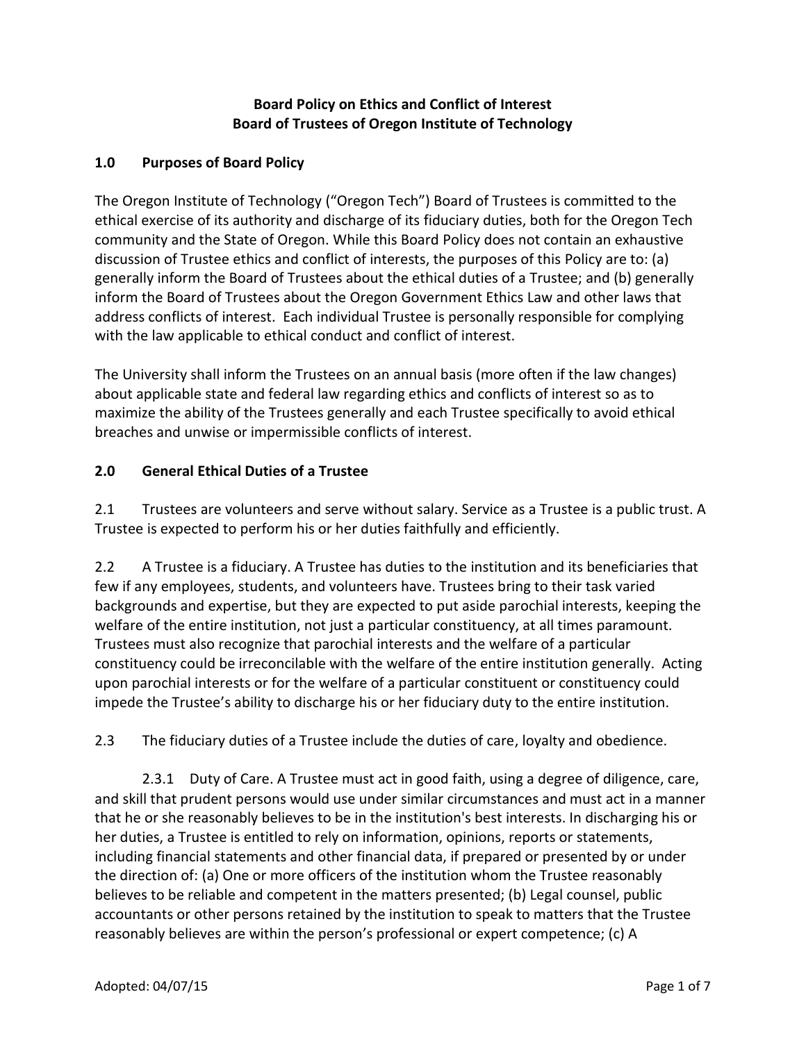# Board Policy on Ethics and Conflict of Interest
# Board of Trustees of Oregon Institute of Technology

## 1.0 Purposes of Board Policy

The Oregon Institute of Technology ("Oregon Tech") Board of Trustees is committed to the ethical exercise of its authority and discharge of its fiduciary duties, both for the Oregon Tech community and the State of Oregon. While this Board Policy does not contain an exhaustive discussion of Trustee ethics and conflict of interests, the purposes of this Policy are to: (a) generally inform the Board of Trustees about the ethical duties of a Trustee; and (b) generally inform the Board of Trustees about the Oregon Government Ethics Law and other laws that address conflicts of interest. Each individual Trustee is personally responsible for complying with the law applicable to ethical conduct and conflict of interest.

The University shall inform the Trustees on an annual basis (more often if the law changes) about applicable state and federal law regarding ethics and conflicts of interest so as to maximize the ability of the Trustees generally and each Trustee specifically to avoid ethical breaches and unwise or impermissible conflicts of interest.

## 2.0 General Ethical Duties of a Trustee

2.1 Trustees are volunteers and serve without salary. Service as a Trustee is a public trust. A Trustee is expected to perform his or her duties faithfully and efficiently.

2.2 A Trustee is a fiduciary. A Trustee has duties to the institution and its beneficiaries that few if any employees, students, and volunteers have. Trustees bring to their task varied backgrounds and expertise, but they are expected to put aside parochial interests, keeping the welfare of the entire institution, not just a particular constituency, at all times paramount. Trustees must also recognize that parochial interests and the welfare of a particular constituency could be irreconcilable with the welfare of the entire institution generally. Acting upon parochial interests or for the welfare of a particular constituent or constituency could impede the Trustee's ability to discharge his or her fiduciary duty to the entire institution.

2.3 The fiduciary duties of a Trustee include the duties of care, loyalty and obedience.

2.3.1 Duty of Care. A Trustee must act in good faith, using a degree of diligence, care, and skill that prudent persons would use under similar circumstances and must act in a manner that he or she reasonably believes to be in the institution's best interests. In discharging his or her duties, a Trustee is entitled to rely on information, opinions, reports or statements, including financial statements and other financial data, if prepared or presented by or under the direction of: (a) One or more officers of the institution whom the Trustee reasonably believes to be reliable and competent in the matters presented; (b) Legal counsel, public accountants or other persons retained by the institution to speak to matters that the Trustee reasonably believes are within the person's professional or expert competence; (c) A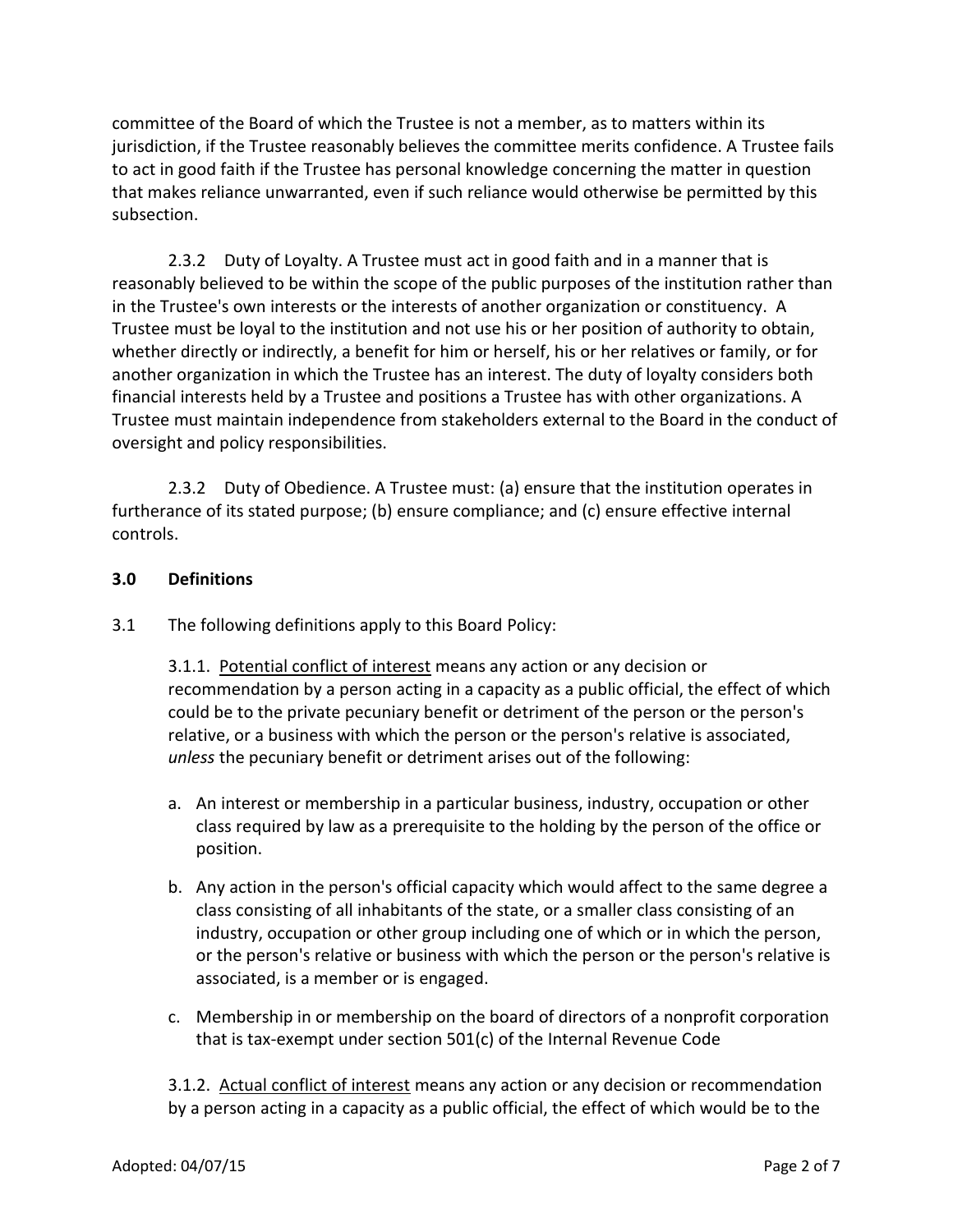committee of the Board of which the Trustee is not a member, as to matters within its jurisdiction, if the Trustee reasonably believes the committee merits confidence. A Trustee fails to act in good faith if the Trustee has personal knowledge concerning the matter in question that makes reliance unwarranted, even if such reliance would otherwise be permitted by this subsection.

2.3.2 Duty of Loyalty. A Trustee must act in good faith and in a manner that is reasonably believed to be within the scope of the public purposes of the institution rather than in the Trustee's own interests or the interests of another organization or constituency. A Trustee must be loyal to the institution and not use his or her position of authority to obtain, whether directly or indirectly, a benefit for him or herself, his or her relatives or family, or for another organization in which the Trustee has an interest. The duty of loyalty considers both financial interests held by a Trustee and positions a Trustee has with other organizations. A Trustee must maintain independence from stakeholders external to the Board in the conduct of oversight and policy responsibilities.

2.3.2 Duty of Obedience. A Trustee must: (a) ensure that the institution operates in furtherance of its stated purpose; (b) ensure compliance; and (c) ensure effective internal controls.

## 3.0 Definitions

3.1 The following definitions apply to this Board Policy:

3.1.1. Potential conflict of interest means any action or any decision or recommendation by a person acting in a capacity as a public official, the effect of which could be to the private pecuniary benefit or detriment of the person or the person's relative, or a business with which the person or the person's relative is associated, *unless* the pecuniary benefit or detriment arises out of the following:

a. An interest or membership in a particular business, industry, occupation or other class required by law as a prerequisite to the holding by the person of the office or position.

b. Any action in the person's official capacity which would affect to the same degree a class consisting of all inhabitants of the state, or a smaller class consisting of an industry, occupation or other group including one of which or in which the person, or the person's relative or business with which the person or the person's relative is associated, is a member or is engaged.

c. Membership in or membership on the board of directors of a nonprofit corporation that is tax-exempt under section 501(c) of the Internal Revenue Code

3.1.2. Actual conflict of interest means any action or any decision or recommendation by a person acting in a capacity as a public official, the effect of which would be to the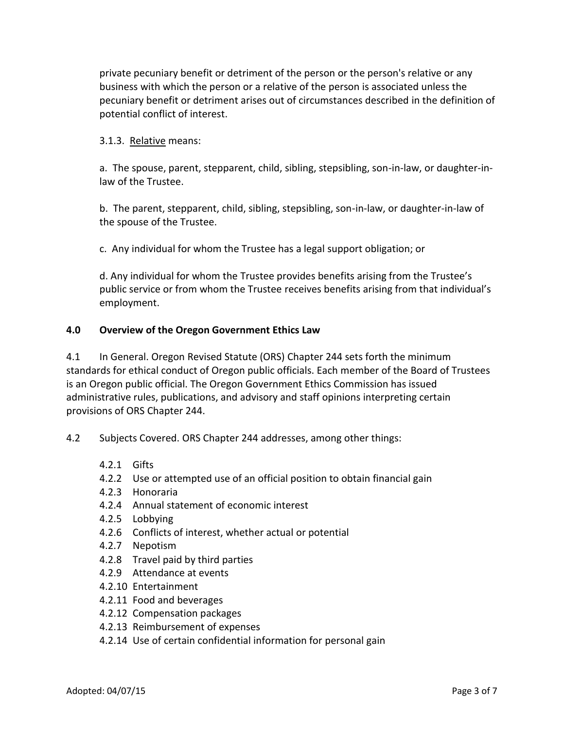private pecuniary benefit or detriment of the person or the person's relative or any business with which the person or a relative of the person is associated unless the pecuniary benefit or detriment arises out of circumstances described in the definition of potential conflict of interest.

3.1.3. Relative means:

a. The spouse, parent, stepparent, child, sibling, stepsibling, son-in-law, or daughter-in-law of the Trustee.

b. The parent, stepparent, child, sibling, stepsibling, son-in-law, or daughter-in-law of the spouse of the Trustee.

c. Any individual for whom the Trustee has a legal support obligation; or

d. Any individual for whom the Trustee provides benefits arising from the Trustee's public service or from whom the Trustee receives benefits arising from that individual's employment.

## 4.0 Overview of the Oregon Government Ethics Law

4.1 In General. Oregon Revised Statute (ORS) Chapter 244 sets forth the minimum standards for ethical conduct of Oregon public officials. Each member of the Board of Trustees is an Oregon public official. The Oregon Government Ethics Commission has issued administrative rules, publications, and advisory and staff opinions interpreting certain provisions of ORS Chapter 244.

4.2 Subjects Covered. ORS Chapter 244 addresses, among other things:

- 4.2.1 Gifts
- 4.2.2 Use or attempted use of an official position to obtain financial gain
- 4.2.3 Honoraria
- 4.2.4 Annual statement of economic interest
- 4.2.5 Lobbying
- 4.2.6 Conflicts of interest, whether actual or potential
- 4.2.7 Nepotism
- 4.2.8 Travel paid by third parties
- 4.2.9 Attendance at events
- 4.2.10 Entertainment
- 4.2.11 Food and beverages
- 4.2.12 Compensation packages
- 4.2.13 Reimbursement of expenses
- 4.2.14 Use of certain confidential information for personal gain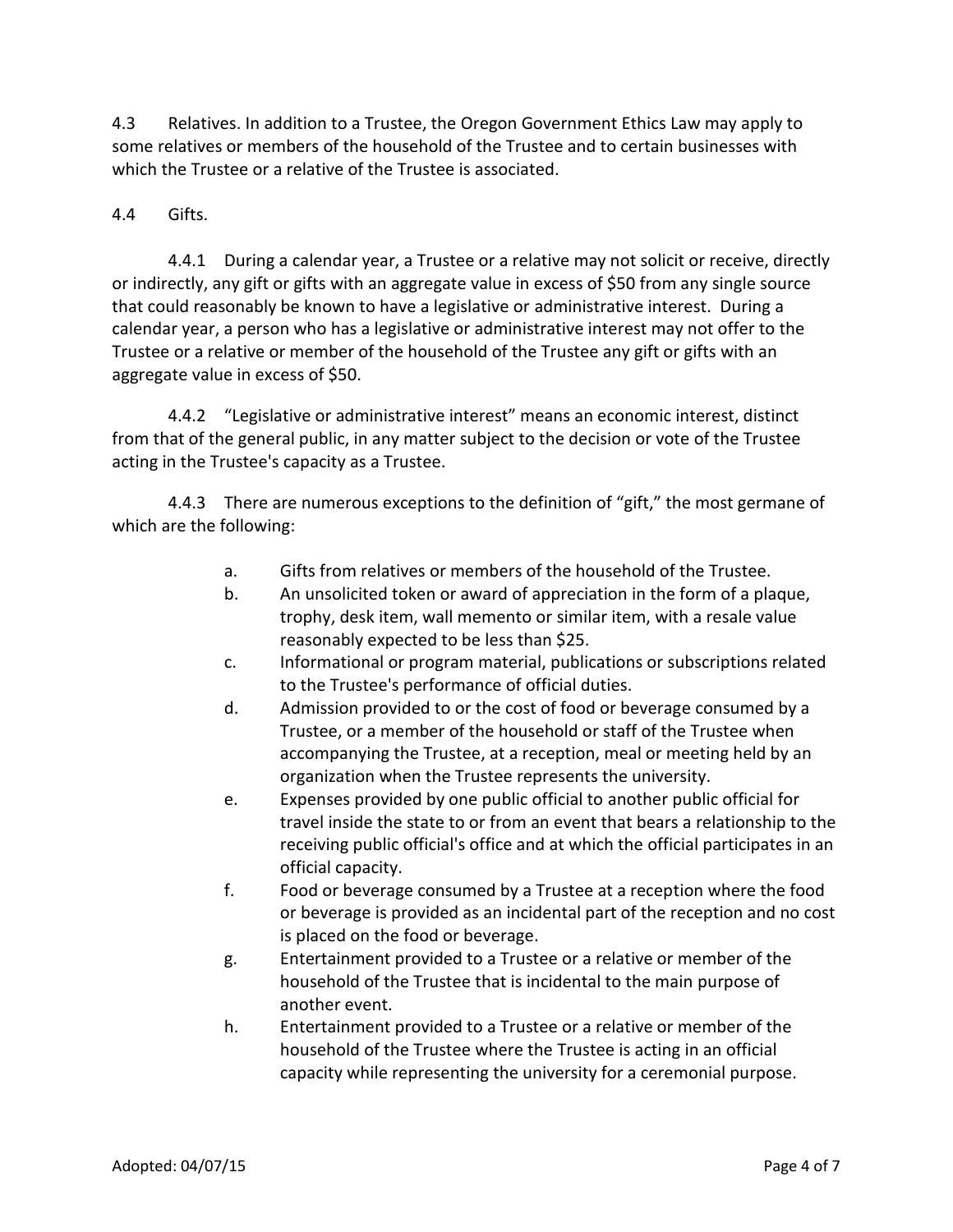4.3 Relatives. In addition to a Trustee, the Oregon Government Ethics Law may apply to some relatives or members of the household of the Trustee and to certain businesses with which the Trustee or a relative of the Trustee is associated.

4.4 Gifts.

4.4.1 During a calendar year, a Trustee or a relative may not solicit or receive, directly or indirectly, any gift or gifts with an aggregate value in excess of $50 from any single source that could reasonably be known to have a legislative or administrative interest. During a calendar year, a person who has a legislative or administrative interest may not offer to the Trustee or a relative or member of the household of the Trustee any gift or gifts with an aggregate value in excess of $50.

4.4.2 "Legislative or administrative interest" means an economic interest, distinct from that of the general public, in any matter subject to the decision or vote of the Trustee acting in the Trustee's capacity as a Trustee.

4.4.3 There are numerous exceptions to the definition of "gift," the most germane of which are the following:

a. Gifts from relatives or members of the household of the Trustee.

b. An unsolicited token or award of appreciation in the form of a plaque, trophy, desk item, wall memento or similar item, with a resale value reasonably expected to be less than $25.

c. Informational or program material, publications or subscriptions related to the Trustee's performance of official duties.

d. Admission provided to or the cost of food or beverage consumed by a Trustee, or a member of the household or staff of the Trustee when accompanying the Trustee, at a reception, meal or meeting held by an organization when the Trustee represents the university.

e. Expenses provided by one public official to another public official for travel inside the state to or from an event that bears a relationship to the receiving public official's office and at which the official participates in an official capacity.

f. Food or beverage consumed by a Trustee at a reception where the food or beverage is provided as an incidental part of the reception and no cost is placed on the food or beverage.

g. Entertainment provided to a Trustee or a relative or member of the household of the Trustee that is incidental to the main purpose of another event.

h. Entertainment provided to a Trustee or a relative or member of the household of the Trustee where the Trustee is acting in an official capacity while representing the university for a ceremonial purpose.

Adopted: 04/07/15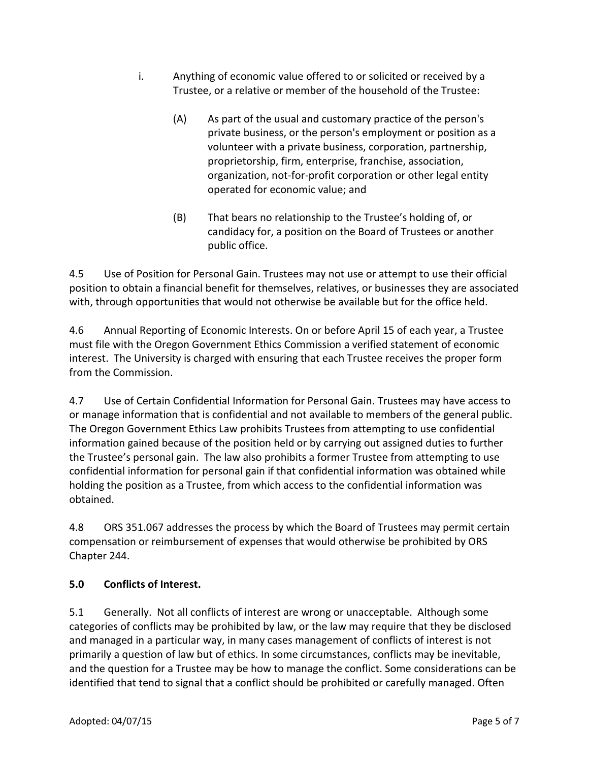i. Anything of economic value offered to or solicited or received by a Trustee, or a relative or member of the household of the Trustee:

   (A) As part of the usual and customary practice of the person's private business, or the person's employment or position as a volunteer with a private business, corporation, partnership, proprietorship, firm, enterprise, franchise, association, organization, not-for-profit corporation or other legal entity operated for economic value; and

   (B) That bears no relationship to the Trustee's holding of, or candidacy for, a position on the Board of Trustees or another public office.

4.5 Use of Position for Personal Gain. Trustees may not use or attempt to use their official position to obtain a financial benefit for themselves, relatives, or businesses they are associated with, through opportunities that would not otherwise be available but for the office held.

4.6 Annual Reporting of Economic Interests. On or before April 15 of each year, a Trustee must file with the Oregon Government Ethics Commission a verified statement of economic interest. The University is charged with ensuring that each Trustee receives the proper form from the Commission.

4.7 Use of Certain Confidential Information for Personal Gain. Trustees may have access to or manage information that is confidential and not available to members of the general public. The Oregon Government Ethics Law prohibits Trustees from attempting to use confidential information gained because of the position held or by carrying out assigned duties to further the Trustee's personal gain. The law also prohibits a former Trustee from attempting to use confidential information for personal gain if that confidential information was obtained while holding the position as a Trustee, from which access to the confidential information was obtained.

4.8 ORS 351.067 addresses the process by which the Board of Trustees may permit certain compensation or reimbursement of expenses that would otherwise be prohibited by ORS Chapter 244.

**5.0 Conflicts of Interest.**

5.1 Generally. Not all conflicts of interest are wrong or unacceptable. Although some categories of conflicts may be prohibited by law, or the law may require that they be disclosed and managed in a particular way, in many cases management of conflicts of interest is not primarily a question of law but of ethics. In some circumstances, conflicts may be inevitable, and the question for a Trustee may be how to manage the conflict. Some considerations can be identified that tend to signal that a conflict should be prohibited or carefully managed. Often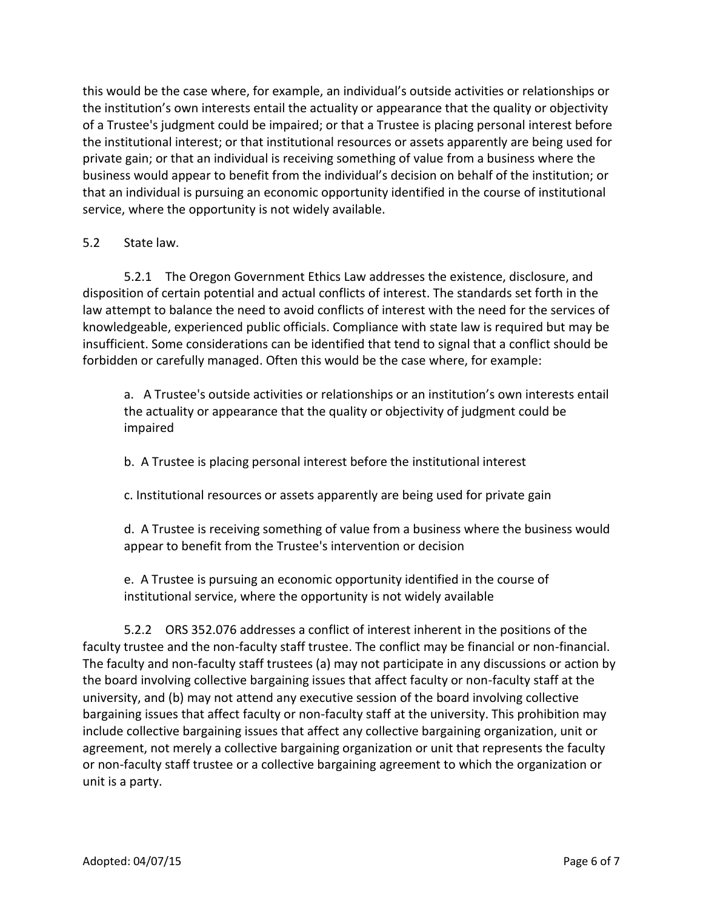this would be the case where, for example, an individual's outside activities or relationships or the institution's own interests entail the actuality or appearance that the quality or objectivity of a Trustee's judgment could be impaired; or that a Trustee is placing personal interest before the institutional interest; or that institutional resources or assets apparently are being used for private gain; or that an individual is receiving something of value from a business where the business would appear to benefit from the individual's decision on behalf of the institution; or that an individual is pursuing an economic opportunity identified in the course of institutional service, where the opportunity is not widely available.

5.2 State law.

5.2.1 The Oregon Government Ethics Law addresses the existence, disclosure, and disposition of certain potential and actual conflicts of interest. The standards set forth in the law attempt to balance the need to avoid conflicts of interest with the need for the services of knowledgeable, experienced public officials. Compliance with state law is required but may be insufficient. Some considerations can be identified that tend to signal that a conflict should be forbidden or carefully managed. Often this would be the case where, for example:

a. A Trustee's outside activities or relationships or an institution's own interests entail the actuality or appearance that the quality or objectivity of judgment could be impaired

b. A Trustee is placing personal interest before the institutional interest

c. Institutional resources or assets apparently are being used for private gain

d. A Trustee is receiving something of value from a business where the business would appear to benefit from the Trustee's intervention or decision

e. A Trustee is pursuing an economic opportunity identified in the course of institutional service, where the opportunity is not widely available

5.2.2 ORS 352.076 addresses a conflict of interest inherent in the positions of the faculty trustee and the non-faculty staff trustee. The conflict may be financial or non-financial. The faculty and non-faculty staff trustees (a) may not participate in any discussions or action by the board involving collective bargaining issues that affect faculty or non-faculty staff at the university, and (b) may not attend any executive session of the board involving collective bargaining issues that affect faculty or non-faculty staff at the university. This prohibition may include collective bargaining issues that affect any collective bargaining organization, unit or agreement, not merely a collective bargaining organization or unit that represents the faculty or non-faculty staff trustee or a collective bargaining agreement to which the organization or unit is a party.

Adopted: 04/07/15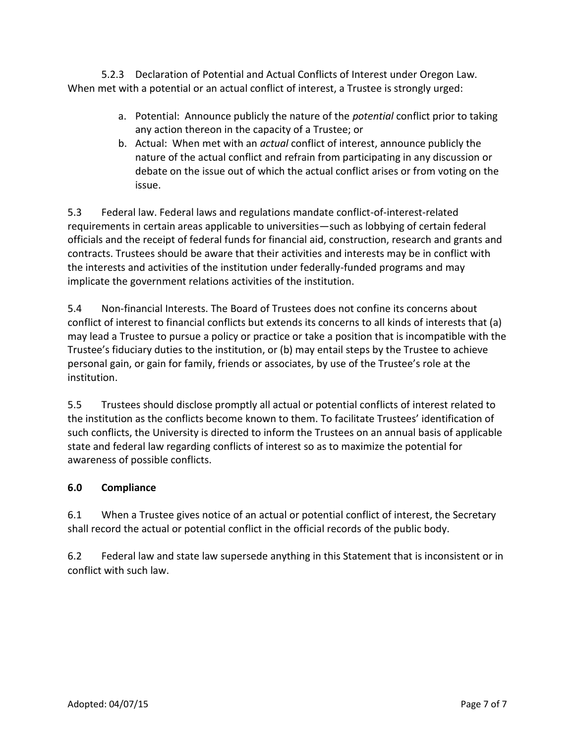5.2.3 Declaration of Potential and Actual Conflicts of Interest under Oregon Law. When met with a potential or an actual conflict of interest, a Trustee is strongly urged:

a. Potential: Announce publicly the nature of the *potential* conflict prior to taking any action thereon in the capacity of a Trustee; or
b. Actual: When met with an *actual* conflict of interest, announce publicly the nature of the actual conflict and refrain from participating in any discussion or debate on the issue out of which the actual conflict arises or from voting on the issue.

5.3 Federal law. Federal laws and regulations mandate conflict-of-interest-related requirements in certain areas applicable to universities—such as lobbying of certain federal officials and the receipt of federal funds for financial aid, construction, research and grants and contracts. Trustees should be aware that their activities and interests may be in conflict with the interests and activities of the institution under federally-funded programs and may implicate the government relations activities of the institution.

5.4 Non-financial Interests. The Board of Trustees does not confine its concerns about conflict of interest to financial conflicts but extends its concerns to all kinds of interests that (a) may lead a Trustee to pursue a policy or practice or take a position that is incompatible with the Trustee's fiduciary duties to the institution, or (b) may entail steps by the Trustee to achieve personal gain, or gain for family, friends or associates, by use of the Trustee's role at the institution.

5.5 Trustees should disclose promptly all actual or potential conflicts of interest related to the institution as the conflicts become known to them. To facilitate Trustees' identification of such conflicts, the University is directed to inform the Trustees on an annual basis of applicable state and federal law regarding conflicts of interest so as to maximize the potential for awareness of possible conflicts.

## 6.0 Compliance

6.1 When a Trustee gives notice of an actual or potential conflict of interest, the Secretary shall record the actual or potential conflict in the official records of the public body.

6.2 Federal law and state law supersede anything in this Statement that is inconsistent or in conflict with such law.

Adopted: 04/07/15